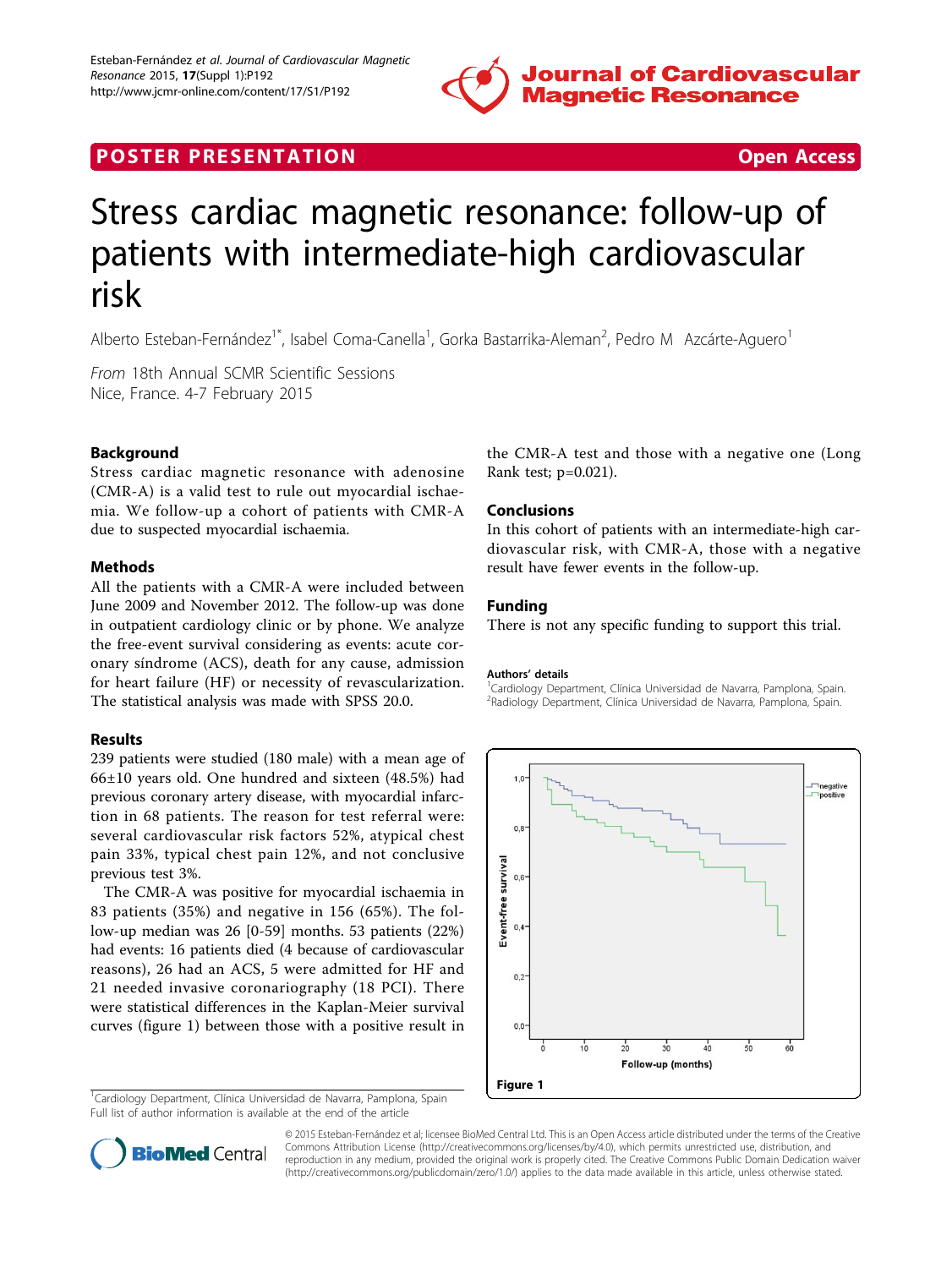POSTER PRESENTATION

Open Access

# Stress cardiac magnetic resonance: follow-up of patients with intermediate-high cardiovascular risk

Alberto Esteban-Fernández[1*], Isabel Coma-Canella[1], Gorka Bastarrika-Aleman[2], Pedro M Azcárte-Aguero[1]

*From* 18th Annual SCMR Scientific Sessions
Nice, France. 4-7 February 2015

## Background

Stress cardiac magnetic resonance with adenosine (CMR-A) is a valid test to rule out myocardial ischaemia. We follow-up a cohort of patients with CMR-A due to suspected myocardial ischaemia.

## Methods

All the patients with a CMR-A were included between June 2009 and November 2012. The follow-up was done in outpatient cardiology clinic or by phone. We analyze the free-event survival considering as events: acute coronary síndrome (ACS), death for any cause, admission for heart failure (HF) or necessity of revascularization. The statistical analysis was made with SPSS 20.0.

## Results

239 patients were studied (180 male) with a mean age of 66±10 years old. One hundred and sixteen (48.5%) had previous coronary artery disease, with myocardial infarction in 68 patients. The reason for test referral were: several cardiovascular risk factors 52%, atypical chest pain 33%, typical chest pain 12%, and not conclusive previous test 3%.

The CMR-A was positive for myocardial ischaemia in 83 patients (35%) and negative in 156 (65%). The follow-up median was 26 [0-59] months. 53 patients (22%) had events: 16 patients died (4 because of cardiovascular reasons), 26 had an ACS, 5 were admitted for HF and 21 needed invasive coronariography (18 PCI). There were statistical differences in the Kaplan-Meier survival curves (figure 1) between those with a positive result in the CMR-A test and those with a negative one (Long Rank test; p=0.021).

## Conclusions

In this cohort of patients with an intermediate-high cardiovascular risk, with CMR-A, those with a negative result have fewer events in the follow-up.

## Funding

There is not any specific funding to support this trial.

### Authors' details

[1]Cardiology Department, Clínica Universidad de Navarra, Pamplona, Spain.
[2]Radiology Department, Clínica Universidad de Navarra, Pamplona, Spain.

Figure 1

[1]Cardiology Department, Clínica Universidad de Navarra, Pamplona, Spain
Full list of author information is available at the end of the article

© 2015 Esteban-Fernández et al; licensee BioMed Central Ltd. This is an Open Access article distributed under the terms of the Creative Commons Attribution License (http://creativecommons.org/licenses/by/4.0), which permits unrestricted use, distribution, and reproduction in any medium, provided the original work is properly cited. The Creative Commons Public Domain Dedication waiver (http://creativecommons.org/publicdomain/zero/1.0/) applies to the data made available in this article, unless otherwise stated.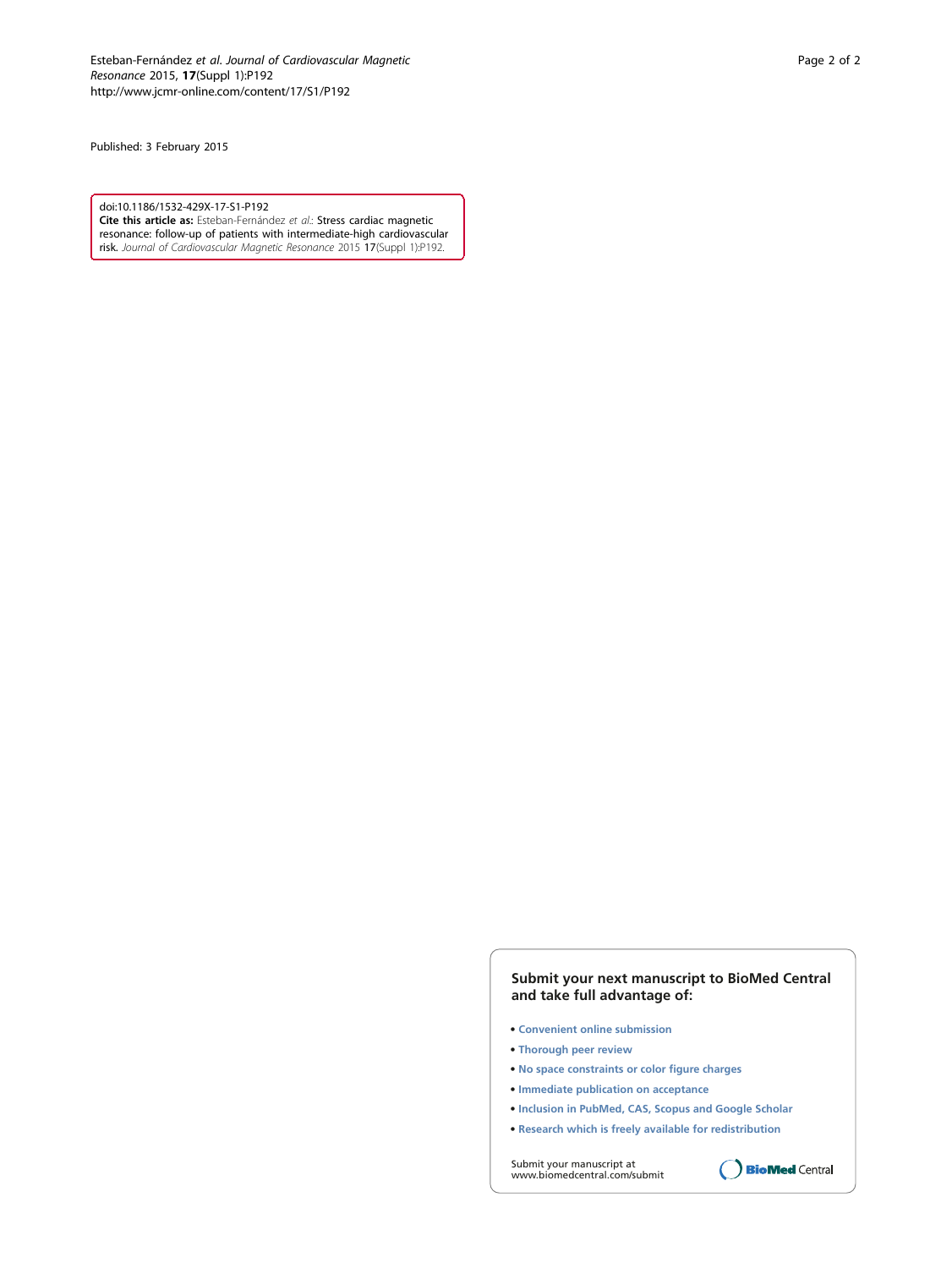Published: 3 February 2015

doi:10.1186/1532-429X-17-S1-P192
**Cite this article as:** Esteban-Fernández *et al.*: Stress cardiac magnetic resonance: follow-up of patients with intermediate-high cardiovascular risk. *Journal of Cardiovascular Magnetic Resonance* 2015 **17**(Suppl 1):P192.

**Submit your next manuscript to BioMed Central and take full advantage of:**

- **Convenient online submission**
- **Thorough peer review**
- **No space constraints or color figure charges**
- **Immediate publication on acceptance**
- **Inclusion in PubMed, CAS, Scopus and Google Scholar**
- **Research which is freely available for redistribution**

Submit your manuscript at
www.biomedcentral.com/submit

BioMed Central